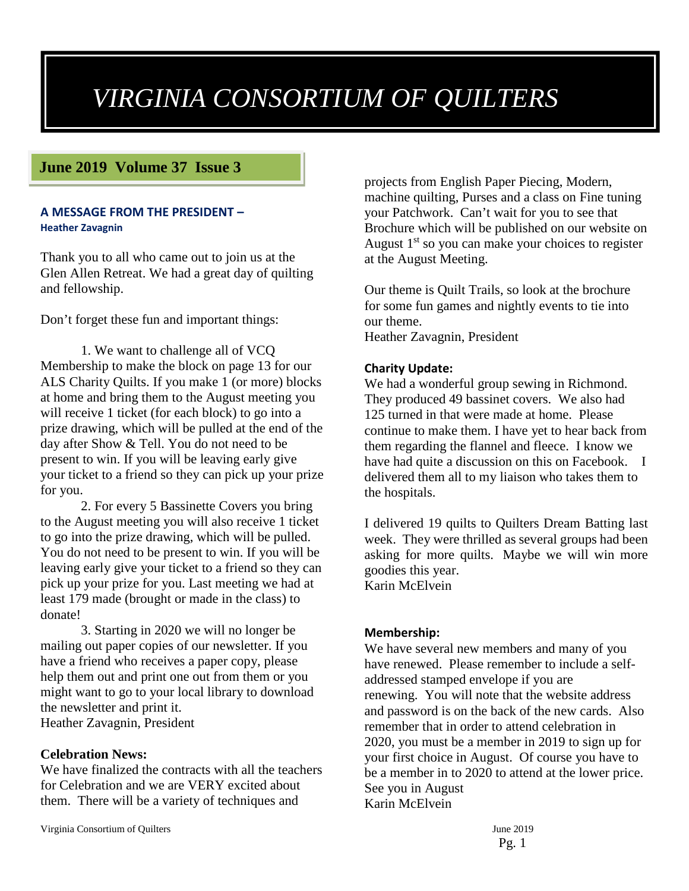# VIRGINIA CONSORTIUM OF QUILTERS

**June 2019 Volume 37 Issue 3**

### A MESSAGE FROM THE PRESIDENT –
**Heather Zavagnin**

Thank you to all who came out to join us at the Glen Allen Retreat. We had a great day of quilting and fellowship.

Don't forget these fun and important things:

1. We want to challenge all of VCQ Membership to make the block on page 13 for our ALS Charity Quilts. If you make 1 (or more) blocks at home and bring them to the August meeting you will receive 1 ticket (for each block) to go into a prize drawing, which will be pulled at the end of the day after Show & Tell. You do not need to be present to win. If you will be leaving early give your ticket to a friend so they can pick up your prize for you.

2. For every 5 Bassinette Covers you bring to the August meeting you will also receive 1 ticket to go into the prize drawing, which will be pulled. You do not need to be present to win. If you will be leaving early give your ticket to a friend so they can pick up your prize for you. Last meeting we had at least 179 made (brought or made in the class) to donate!

3. Starting in 2020 we will no longer be mailing out paper copies of our newsletter. If you have a friend who receives a paper copy, please help them out and print one out from them or you might want to go to your local library to download the newsletter and print it.

Heather Zavagnin, President

**Celebration News:**

We have finalized the contracts with all the teachers for Celebration and we are VERY excited about them. There will be a variety of techniques and projects from English Paper Piecing, Modern, machine quilting, Purses and a class on Fine tuning your Patchwork. Can't wait for you to see that Brochure which will be published on our website on August 1st so you can make your choices to register at the August Meeting.

Our theme is Quilt Trails, so look at the brochure for some fun games and nightly events to tie into our theme.

Heather Zavagnin, President

**Charity Update:**

We had a wonderful group sewing in Richmond. They produced 49 bassinet covers. We also had 125 turned in that were made at home. Please continue to make them. I have yet to hear back from them regarding the flannel and fleece. I know we have had quite a discussion on this on Facebook. I delivered them all to my liaison who takes them to the hospitals.

I delivered 19 quilts to Quilters Dream Batting last week. They were thrilled as several groups had been asking for more quilts. Maybe we will win more goodies this year.

Karin McElvein

**Membership:**

We have several new members and many of you have renewed. Please remember to include a self-addressed stamped envelope if you are renewing. You will note that the website address and password is on the back of the new cards. Also remember that in order to attend celebration in 2020, you must be a member in 2019 to sign up for your first choice in August. Of course you have to be a member in to 2020 to attend at the lower price.

See you in August

Karin McElvein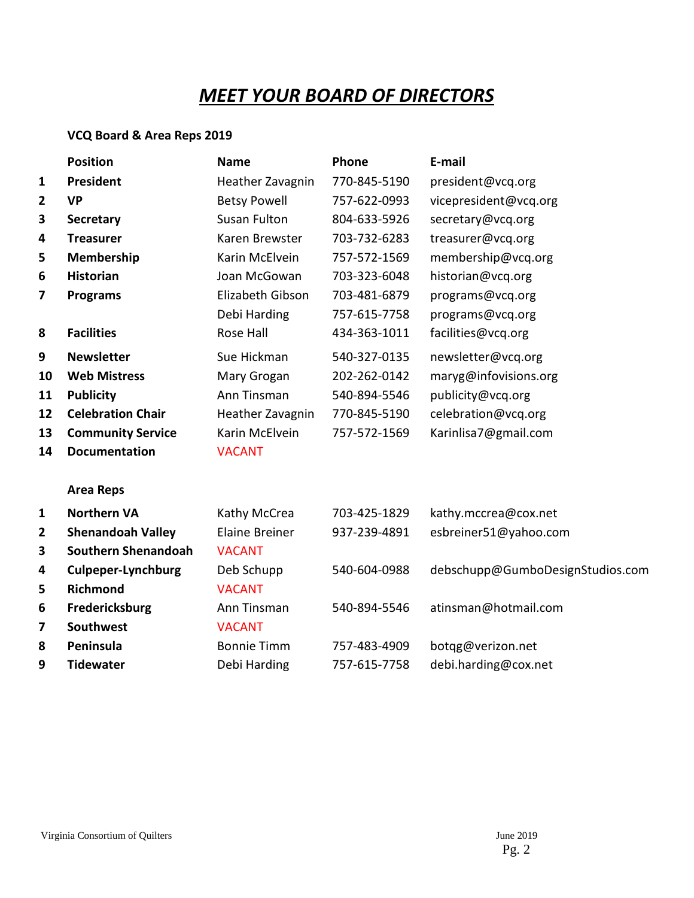# MEET YOUR BOARD OF DIRECTORS

**VCQ Board & Area Reps 2019**

| | Position | Name | Phone | E-mail |
|---|---|---|---|---|
| 1 | **President** | Heather Zavagnin | 770-845-5190 | president@vcq.org |
| 2 | **VP** | Betsy Powell | 757-622-0993 | vicepresident@vcq.org |
| 3 | **Secretary** | Susan Fulton | 804-633-5926 | secretary@vcq.org |
| 4 | **Treasurer** | Karen Brewster | 703-732-6283 | treasurer@vcq.org |
| 5 | **Membership** | Karin McElvein | 757-572-1569 | membership@vcq.org |
| 6 | **Historian** | Joan McGowan | 703-323-6048 | historian@vcq.org |
| 7 | **Programs** | Elizabeth Gibson | 703-481-6879 | programs@vcq.org |
| | | Debi Harding | 757-615-7758 | programs@vcq.org |
| 8 | **Facilities** | Rose Hall | 434-363-1011 | facilities@vcq.org |
| 9 | **Newsletter** | Sue Hickman | 540-327-0135 | newsletter@vcq.org |
| 10 | **Web Mistress** | Mary Grogan | 202-262-0142 | maryg@infovisions.org |
| 11 | **Publicity** | Ann Tinsman | 540-894-5546 | publicity@vcq.org |
| 12 | **Celebration Chair** | Heather Zavagnin | 770-845-5190 | celebration@vcq.org |
| 13 | **Community Service** | Karin McElvein | 757-572-1569 | Karinlisa7@gmail.com |
| 14 | **Documentation** | VACANT | | |

**Area Reps**

| | Area | Name | Phone | E-mail |
|---|---|---|---|---|
| 1 | **Northern VA** | Kathy McCrea | 703-425-1829 | kathy.mccrea@cox.net |
| 2 | **Shenandoah Valley** | Elaine Breiner | 937-239-4891 | esbreiner51@yahoo.com |
| 3 | **Southern Shenandoah** | VACANT | | |
| 4 | **Culpeper-Lynchburg** | Deb Schupp | 540-604-0988 | debschupp@GumboDesignStudios.com |
| 5 | **Richmond** | VACANT | | |
| 6 | **Fredericksburg** | Ann Tinsman | 540-894-5546 | atinsman@hotmail.com |
| 7 | **Southwest** | VACANT | | |
| 8 | **Peninsula** | Bonnie Timm | 757-483-4909 | botqg@verizon.net |
| 9 | **Tidewater** | Debi Harding | 757-615-7758 | debi.harding@cox.net |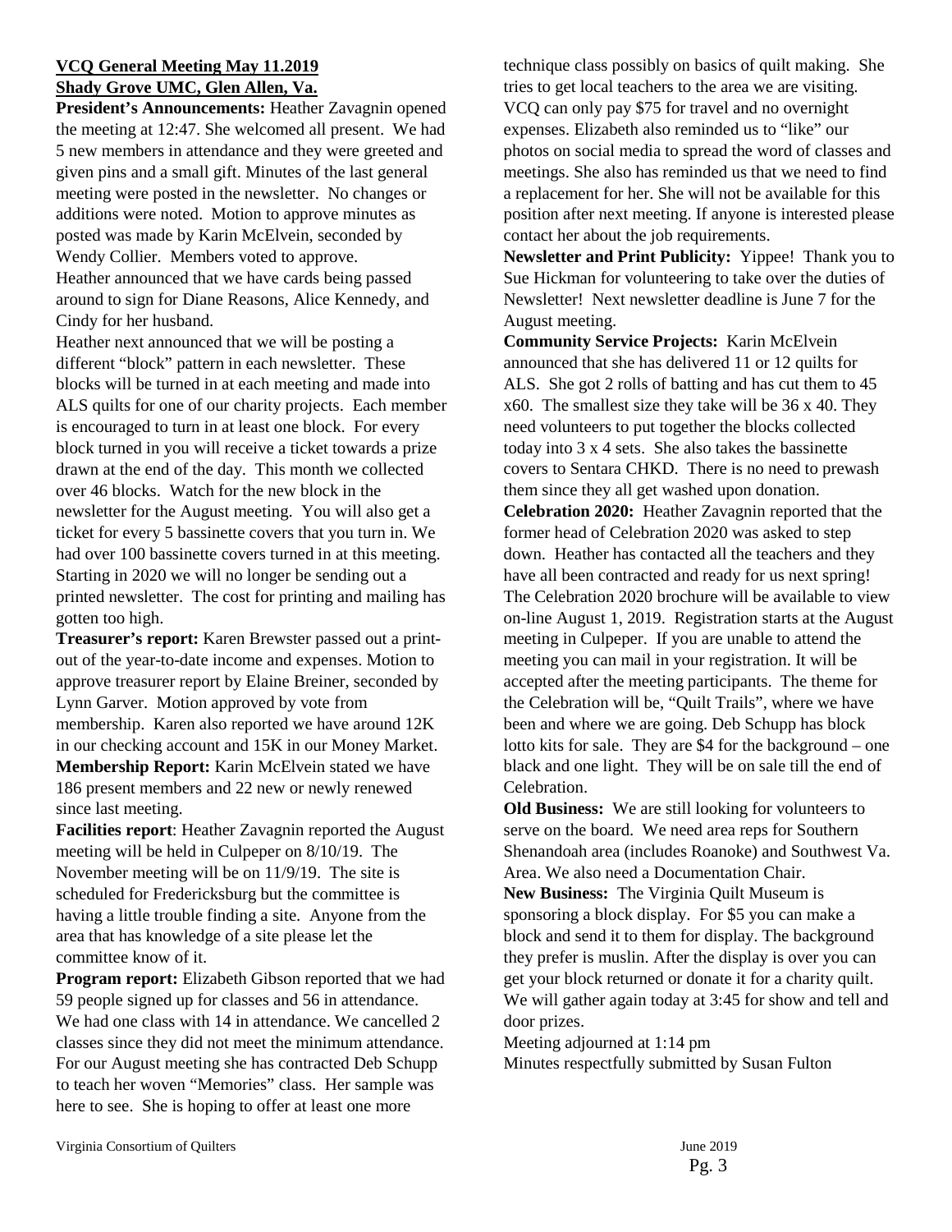**VCQ General Meeting May 11.2019**
**Shady Grove UMC, Glen Allen, Va.**

**President's Announcements:** Heather Zavagnin opened the meeting at 12:47. She welcomed all present. We had 5 new members in attendance and they were greeted and given pins and a small gift. Minutes of the last general meeting were posted in the newsletter. No changes or additions were noted. Motion to approve minutes as posted was made by Karin McElvein, seconded by Wendy Collier. Members voted to approve.

Heather announced that we have cards being passed around to sign for Diane Reasons, Alice Kennedy, and Cindy for her husband.

Heather next announced that we will be posting a different "block" pattern in each newsletter. These blocks will be turned in at each meeting and made into ALS quilts for one of our charity projects. Each member is encouraged to turn in at least one block. For every block turned in you will receive a ticket towards a prize drawn at the end of the day. This month we collected over 46 blocks. Watch for the new block in the newsletter for the August meeting. You will also get a ticket for every 5 bassinette covers that you turn in. We had over 100 bassinette covers turned in at this meeting. Starting in 2020 we will no longer be sending out a printed newsletter. The cost for printing and mailing has gotten too high.

**Treasurer's report:** Karen Brewster passed out a print-out of the year-to-date income and expenses. Motion to approve treasurer report by Elaine Breiner, seconded by Lynn Garver. Motion approved by vote from membership. Karen also reported we have around 12K in our checking account and 15K in our Money Market.

**Membership Report:** Karin McElvein stated we have 186 present members and 22 new or newly renewed since last meeting.

**Facilities report**: Heather Zavagnin reported the August meeting will be held in Culpeper on 8/10/19. The November meeting will be on 11/9/19. The site is scheduled for Fredericksburg but the committee is having a little trouble finding a site. Anyone from the area that has knowledge of a site please let the committee know of it.

**Program report:** Elizabeth Gibson reported that we had 59 people signed up for classes and 56 in attendance. We had one class with 14 in attendance. We cancelled 2 classes since they did not meet the minimum attendance. For our August meeting she has contracted Deb Schupp to teach her woven "Memories" class. Her sample was here to see. She is hoping to offer at least one more technique class possibly on basics of quilt making. She tries to get local teachers to the area we are visiting. VCQ can only pay $75 for travel and no overnight expenses. Elizabeth also reminded us to "like" our photos on social media to spread the word of classes and meetings. She also has reminded us that we need to find a replacement for her. She will not be available for this position after next meeting. If anyone is interested please contact her about the job requirements.

**Newsletter and Print Publicity:** Yippee! Thank you to Sue Hickman for volunteering to take over the duties of Newsletter! Next newsletter deadline is June 7 for the August meeting.

**Community Service Projects:** Karin McElvein announced that she has delivered 11 or 12 quilts for ALS. She got 2 rolls of batting and has cut them to 45 x60. The smallest size they take will be 36 x 40. They need volunteers to put together the blocks collected today into 3 x 4 sets. She also takes the bassinette covers to Sentara CHKD. There is no need to prewash them since they all get washed upon donation.

**Celebration 2020:** Heather Zavagnin reported that the former head of Celebration 2020 was asked to step down. Heather has contacted all the teachers and they have all been contracted and ready for us next spring! The Celebration 2020 brochure will be available to view on-line August 1, 2019. Registration starts at the August meeting in Culpeper. If you are unable to attend the meeting you can mail in your registration. It will be accepted after the meeting participants. The theme for the Celebration will be, "Quilt Trails", where we have been and where we are going. Deb Schupp has block lotto kits for sale. They are $4 for the background – one black and one light. They will be on sale till the end of Celebration.

**Old Business:** We are still looking for volunteers to serve on the board. We need area reps for Southern Shenandoah area (includes Roanoke) and Southwest Va. Area. We also need a Documentation Chair.

**New Business:** The Virginia Quilt Museum is sponsoring a block display. For $5 you can make a block and send it to them for display. The background they prefer is muslin. After the display is over you can get your block returned or donate it for a charity quilt. We will gather again today at 3:45 for show and tell and door prizes.

Meeting adjourned at 1:14 pm

Minutes respectfully submitted by Susan Fulton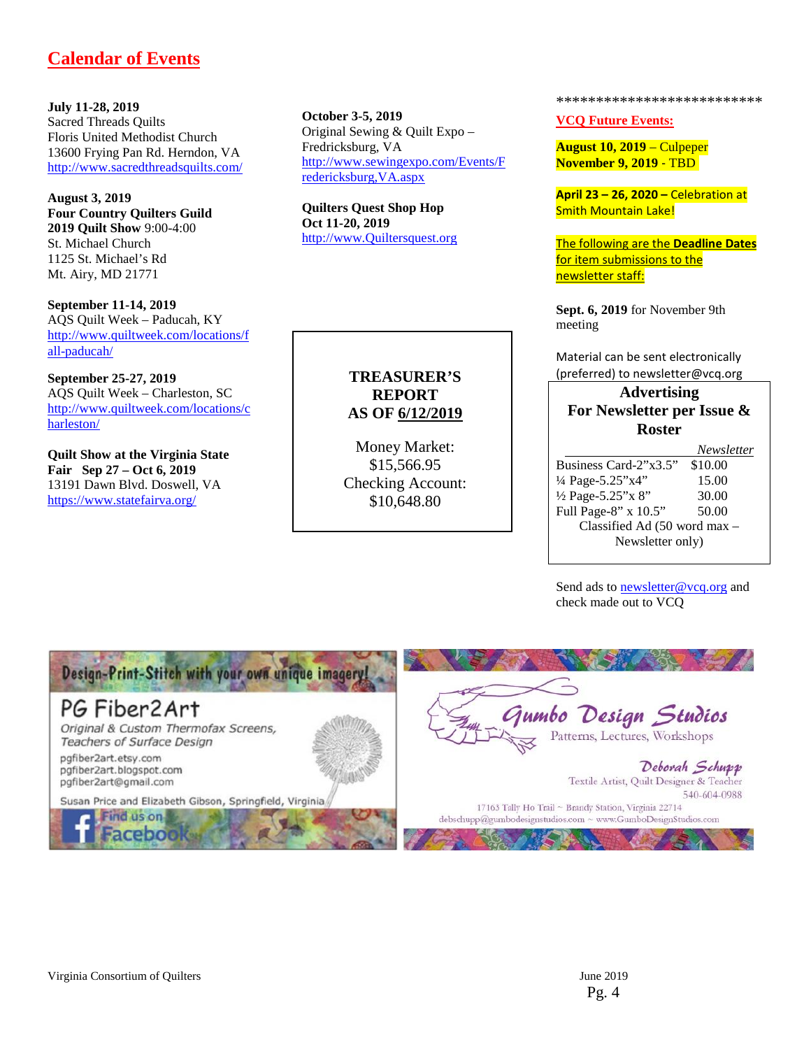# Calendar of Events

**July 11-28, 2019**
Sacred Threads Quilts
Floris United Methodist Church
13600 Frying Pan Rd. Herndon, VA
http://www.sacredthreadsquilts.com/

**August 3, 2019**
**Four Country Quilters Guild**
**2019 Quilt Show** 9:00-4:00
St. Michael Church
1125 St. Michael's Rd
Mt. Airy, MD 21771

**September 11-14, 2019**
AQS Quilt Week – Paducah, KY
http://www.quiltweek.com/locations/fall-paducah/

**September 25-27, 2019**
AQS Quilt Week – Charleston, SC
http://www.quiltweek.com/locations/charleston/

**Quilt Show at the Virginia State Fair Sep 27 – Oct 6, 2019**
13191 Dawn Blvd. Doswell, VA
https://www.statefairva.org/

**October 3-5, 2019**
Original Sewing & Quilt Expo – Fredricksburg, VA
http://www.sewingexpo.com/Events/Fredericksburg,VA.aspx

**Quilters Quest Shop Hop**
**Oct 11-20, 2019**
http://www.Quiltersquest.org

**TREASURER'S REPORT**
**AS OF 6/12/2019**

Money Market:
$15,566.95
Checking Account:
$10,648.80

**************************

## VCQ Future Events:

**August 10, 2019** – Culpeper
**November 9, 2019** - TBD

**April 23 – 26, 2020 –** Celebration at Smith Mountain Lake!

The following are the **Deadline Dates** for item submissions to the newsletter staff:

**Sept. 6, 2019** for November 9th meeting

Material can be sent electronically (preferred) to newsletter@vcq.org

**Advertising For Newsletter per Issue & Roster**

| | *Newsletter* |
|---|---|
| Business Card-2"x3.5" | $10.00 |
| ¼ Page-5.25"x4" | 15.00 |
| ½ Page-5.25"x 8" | 30.00 |
| Full Page-8" x 10.5" | 50.00 |

Classified Ad (50 word max – Newsletter only)

Send ads to newsletter@vcq.org and check made out to VCQ

Design-Print-Stitch with your own unique imagery!
PG Fiber2Art
Original & Custom Thermofax Screens, Teachers of Surface Design
pgfiber2art.etsy.com
pgfiber2art.blogspot.com
pgfiber2art@gmail.com
Susan Price and Elizabeth Gibson, Springfield, Virginia
Find us on Facebook

Gumbo Design Studios
Patterns, Lectures, Workshops
Deborah Schupp
Textile Artist, Quilt Designer & Teacher
540-604-0988
17163 Tally Ho Trail ~ Brandy Station, Virginia 22714
debschupp@gumbodesignstudios.com ~ www.GumboDesignStudios.com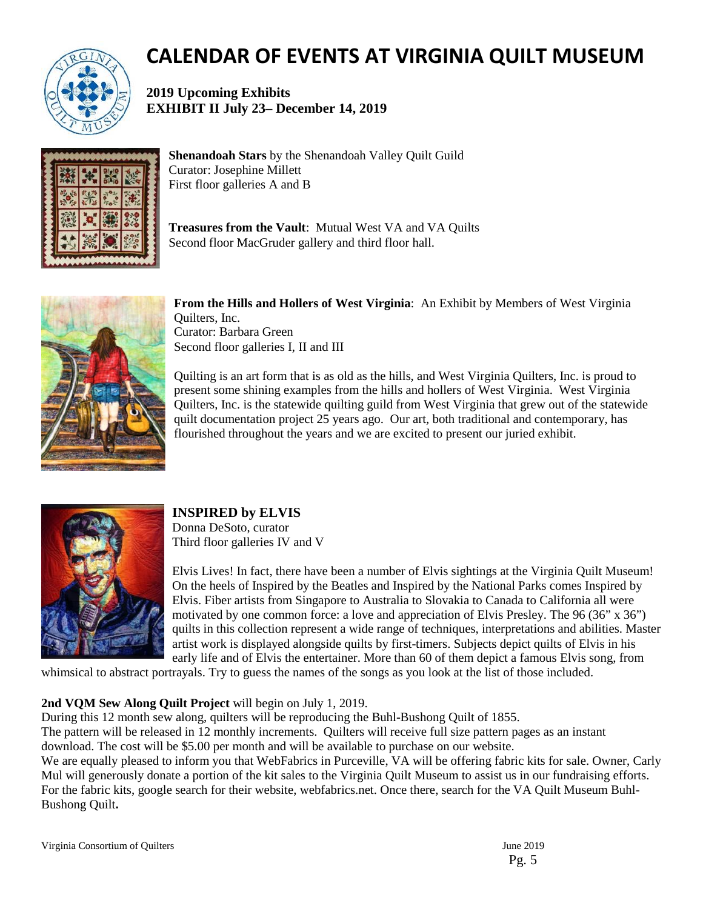# CALENDAR OF EVENTS AT VIRGINIA QUILT MUSEUM

**2019 Upcoming Exhibits**
**EXHIBIT II July 23– December 14, 2019**

**Shenandoah Stars** by the Shenandoah Valley Quilt Guild
Curator: Josephine Millett
First floor galleries A and B

**Treasures from the Vault**: Mutual West VA and VA Quilts
Second floor MacGruder gallery and third floor hall.

**From the Hills and Hollers of West Virginia**: An Exhibit by Members of West Virginia Quilters, Inc.
Curator: Barbara Green
Second floor galleries I, II and III

Quilting is an art form that is as old as the hills, and West Virginia Quilters, Inc. is proud to present some shining examples from the hills and hollers of West Virginia. West Virginia Quilters, Inc. is the statewide quilting guild from West Virginia that grew out of the statewide quilt documentation project 25 years ago. Our art, both traditional and contemporary, has flourished throughout the years and we are excited to present our juried exhibit.

**INSPIRED by ELVIS**
Donna DeSoto, curator
Third floor galleries IV and V

Elvis Lives! In fact, there have been a number of Elvis sightings at the Virginia Quilt Museum! On the heels of Inspired by the Beatles and Inspired by the National Parks comes Inspired by Elvis. Fiber artists from Singapore to Australia to Slovakia to Canada to California all were motivated by one common force: a love and appreciation of Elvis Presley. The 96 (36" x 36") quilts in this collection represent a wide range of techniques, interpretations and abilities. Master artist work is displayed alongside quilts by first-timers. Subjects depict quilts of Elvis in his early life and of Elvis the entertainer. More than 60 of them depict a famous Elvis song, from whimsical to abstract portrayals. Try to guess the names of the songs as you look at the list of those included.

**2nd VQM Sew Along Quilt Project** will begin on July 1, 2019.
During this 12 month sew along, quilters will be reproducing the Buhl-Bushong Quilt of 1855.
The pattern will be released in 12 monthly increments. Quilters will receive full size pattern pages as an instant download. The cost will be $5.00 per month and will be available to purchase on our website.
We are equally pleased to inform you that WebFabrics in Purceville, VA will be offering fabric kits for sale. Owner, Carly Mul will generously donate a portion of the kit sales to the Virginia Quilt Museum to assist us in our fundraising efforts. For the fabric kits, google search for their website, webfabrics.net. Once there, search for the VA Quilt Museum Buhl-Bushong Quilt**.**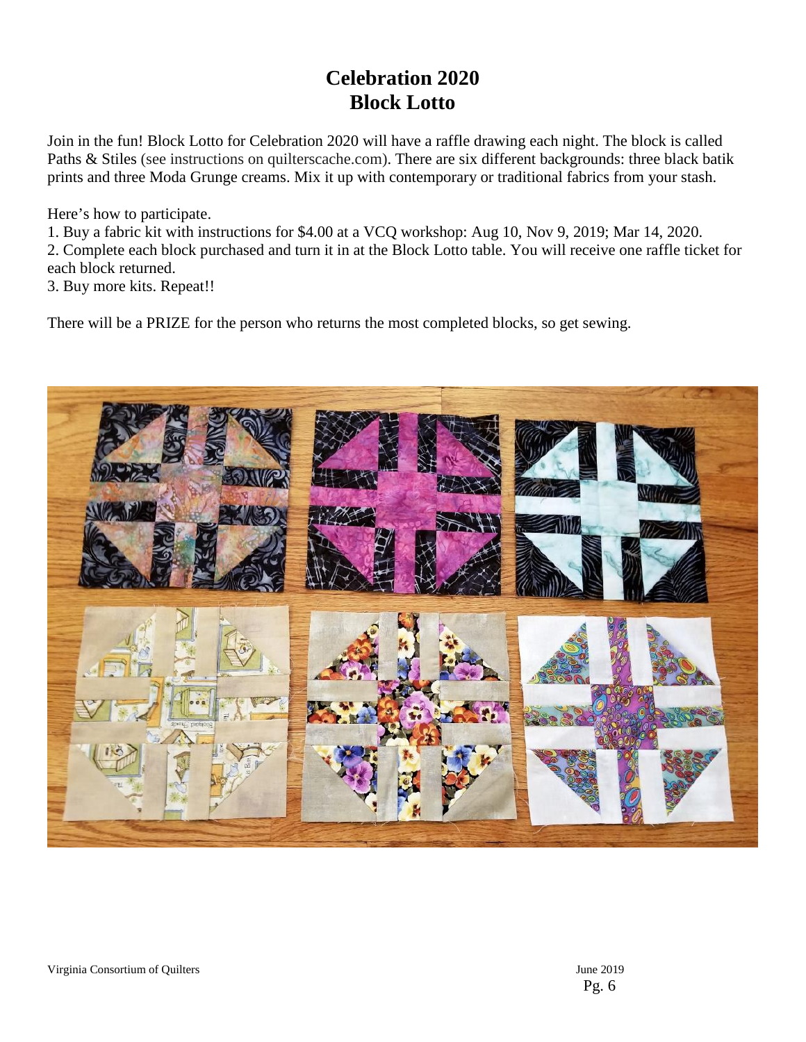# Celebration 2020
# Block Lotto

Join in the fun! Block Lotto for Celebration 2020 will have a raffle drawing each night. The block is called Paths & Stiles (see instructions on quilterscache.com). There are six different backgrounds: three black batik prints and three Moda Grunge creams. Mix it up with contemporary or traditional fabrics from your stash.

Here's how to participate.

1. Buy a fabric kit with instructions for $4.00 at a VCQ workshop: Aug 10, Nov 9, 2019; Mar 14, 2020.
2. Complete each block purchased and turn it in at the Block Lotto table. You will receive one raffle ticket for each block returned.
3. Buy more kits. Repeat!!

There will be a PRIZE for the person who returns the most completed blocks, so get sewing.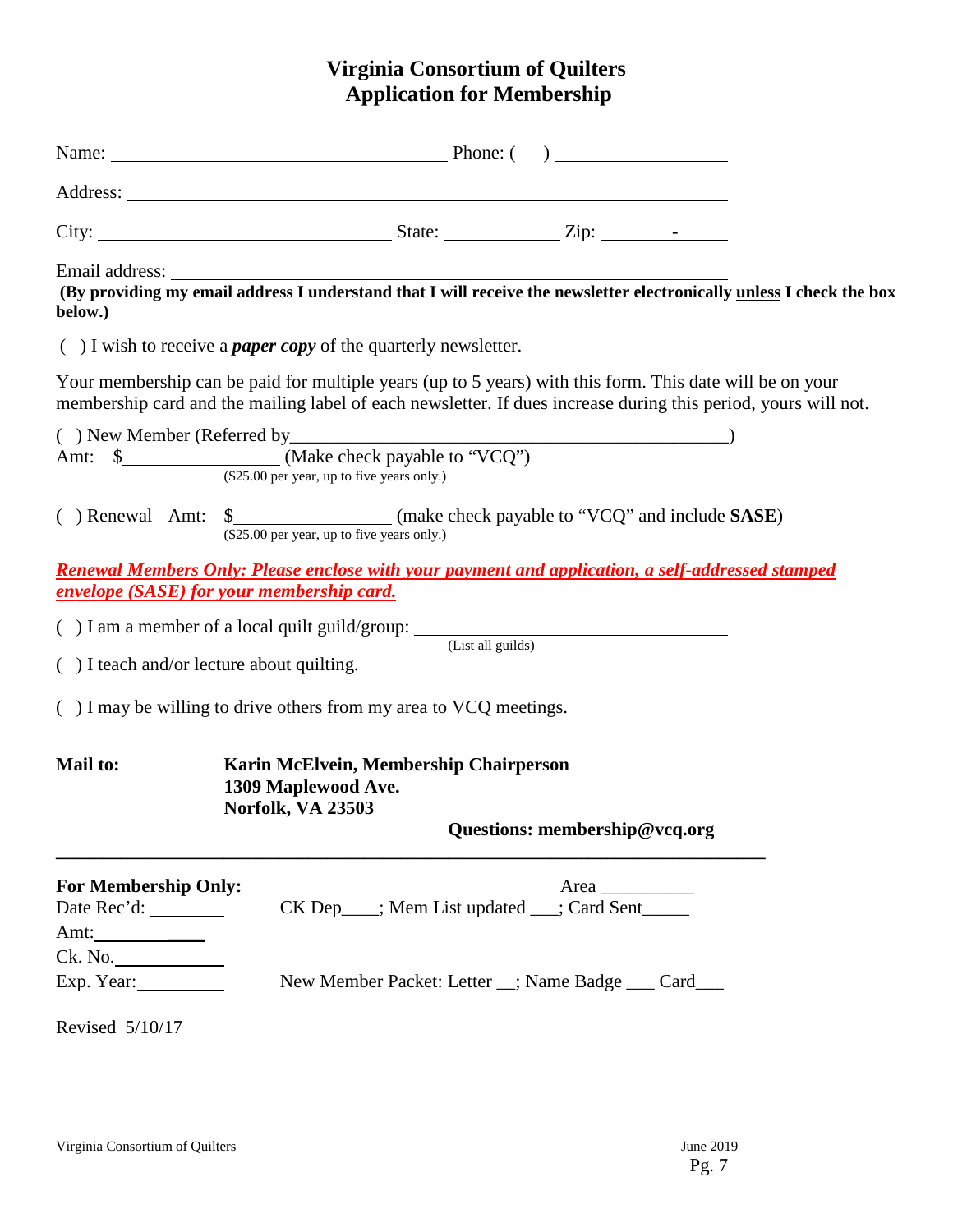# Virginia Consortium of Quilters
## Application for Membership

Name: ______________________________ Phone: ( &nbsp;&nbsp; ) ______________

Address: ____________________________________________________

City: __________________________ State: __________ Zip: ______-_____

Email address: ____________________________________________________

**(By providing my email address I understand that I will receive the newsletter electronically <u>unless</u> I check the box below.)**

( &nbsp;) I wish to receive a ***paper copy*** of the quarterly newsletter.

Your membership can be paid for multiple years (up to 5 years) with this form. This date will be on your membership card and the mailing label of each newsletter. If dues increase during this period, yours will not.

( &nbsp;) New Member (Referred by_____________________________________)
Amt: &nbsp;$______________ (Make check payable to "VCQ")
($25.00 per year, up to five years only.)

( &nbsp;) Renewal &nbsp; Amt: &nbsp;$______________ (make check payable to "VCQ" and include **SASE**)
($25.00 per year, up to five years only.)

***<u>Renewal Members Only: Please enclose with your payment and application, a self-addressed stamped envelope (SASE) for your membership card.</u>***

( &nbsp;) I am a member of a local quilt guild/group: ____________________________
(List all guilds)

( &nbsp;) I teach and/or lecture about quilting.

( &nbsp;) I may be willing to drive others from my area to VCQ meetings.

**Mail to:** &nbsp;&nbsp; **Karin McElvein, Membership Chairperson**
**1309 Maplewood Ave.**
**Norfolk, VA 23503**

**Questions: membership@vcq.org**

---

**For Membership Only:** &nbsp;&nbsp; Area __________

Date Rec'd: ________ &nbsp;&nbsp; CK Dep____; Mem List updated ___; Card Sent_____

Amt: ____________

Ck. No. ___________

Exp. Year: _________ &nbsp;&nbsp; New Member Packet: Letter __; Name Badge ___ Card___

Revised 5/10/17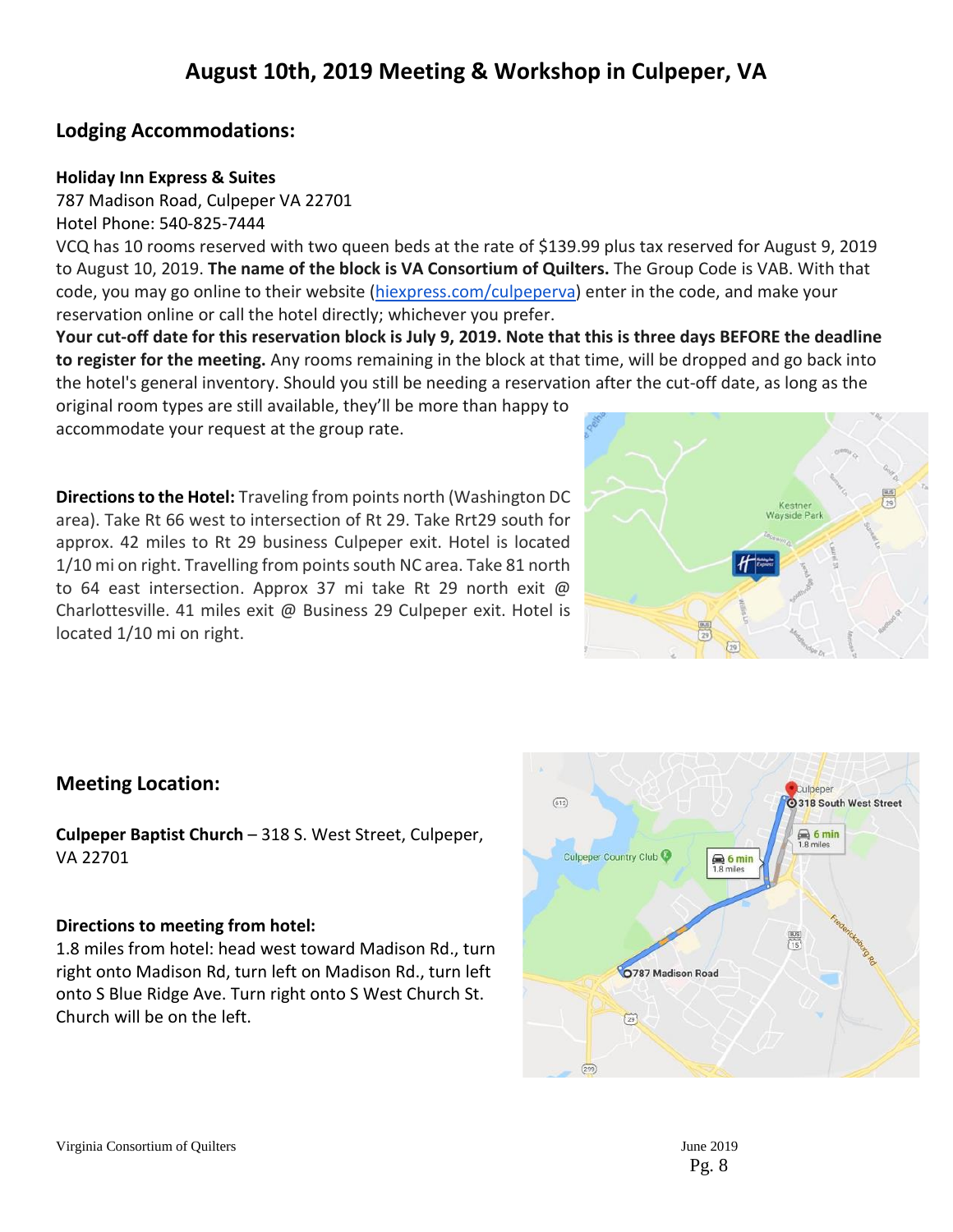# August 10th, 2019 Meeting & Workshop in Culpeper, VA

## Lodging Accommodations:

**Holiday Inn Express & Suites**
787 Madison Road, Culpeper VA 22701
Hotel Phone: 540-825-7444
VCQ has 10 rooms reserved with two queen beds at the rate of $139.99 plus tax reserved for August 9, 2019 to August 10, 2019. **The name of the block is VA Consortium of Quilters.** The Group Code is VAB. With that code, you may go online to their website (hiexpress.com/culpeperva) enter in the code, and make your reservation online or call the hotel directly; whichever you prefer.
**Your cut-off date for this reservation block is July 9, 2019. Note that this is three days BEFORE the deadline to register for the meeting.** Any rooms remaining in the block at that time, will be dropped and go back into the hotel's general inventory. Should you still be needing a reservation after the cut-off date, as long as the original room types are still available, they'll be more than happy to accommodate your request at the group rate.

**Directions to the Hotel:** Traveling from points north (Washington DC area). Take Rt 66 west to intersection of Rt 29. Take Rrt29 south for approx. 42 miles to Rt 29 business Culpeper exit. Hotel is located 1/10 mi on right. Travelling from points south NC area. Take 81 north to 64 east intersection. Approx 37 mi take Rt 29 north exit @ Charlottesville. 41 miles exit @ Business 29 Culpeper exit. Hotel is located 1/10 mi on right.

## Meeting Location:

**Culpeper Baptist Church** – 318 S. West Street, Culpeper, VA 22701

**Directions to meeting from hotel:**
1.8 miles from hotel: head west toward Madison Rd., turn right onto Madison Rd, turn left on Madison Rd., turn left onto S Blue Ridge Ave. Turn right onto S West Church St. Church will be on the left.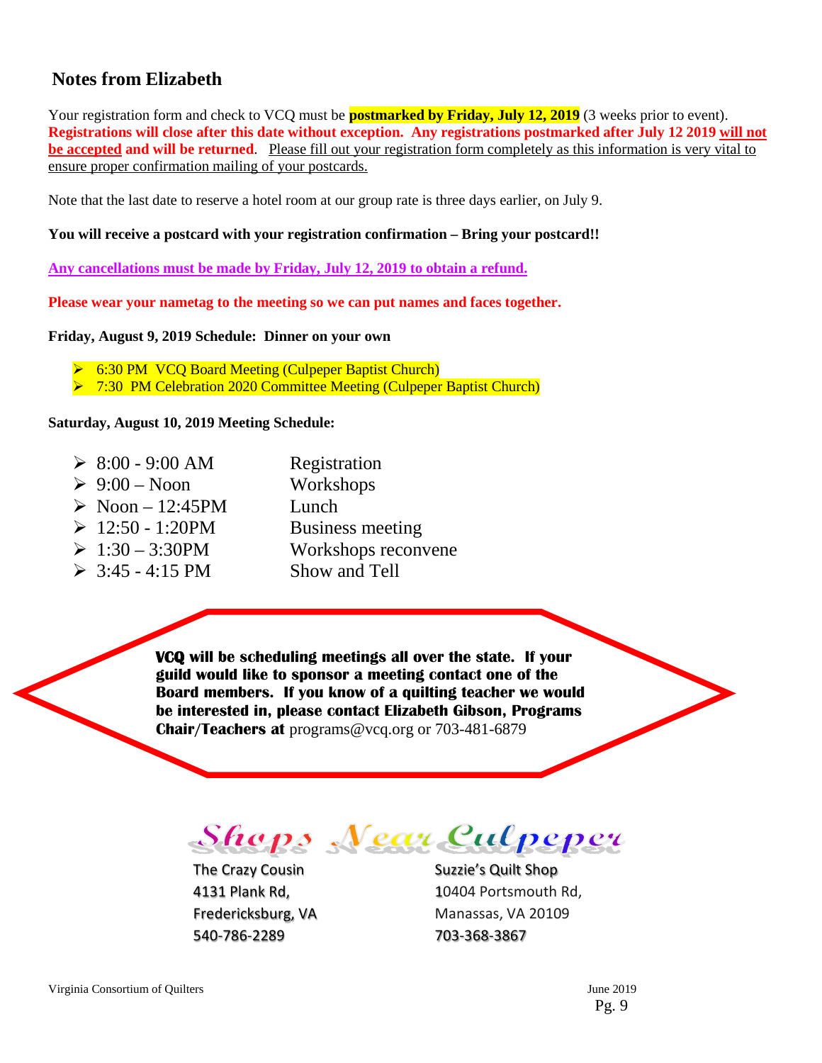## Notes from Elizabeth

Your registration form and check to VCQ must be **postmarked by Friday, July 12, 2019** (3 weeks prior to event). **Registrations will close after this date without exception. Any registrations postmarked after July 12 2019 will not be accepted and will be returned**. Please fill out your registration form completely as this information is very vital to ensure proper confirmation mailing of your postcards.

Note that the last date to reserve a hotel room at our group rate is three days earlier, on July 9.

**You will receive a postcard with your registration confirmation – Bring your postcard!!**

**Any cancellations must be made by Friday, July 12, 2019 to obtain a refund.**

**Please wear your nametag to the meeting so we can put names and faces together.**

**Friday, August 9, 2019 Schedule: Dinner on your own**

- 6:30 PM VCQ Board Meeting (Culpeper Baptist Church)
- 7:30 PM Celebration 2020 Committee Meeting (Culpeper Baptist Church)

**Saturday, August 10, 2019 Meeting Schedule:**

- 8:00 - 9:00 AM — Registration
- 9:00 – Noon — Workshops
- Noon – 12:45PM — Lunch
- 12:50 - 1:20PM — Business meeting
- 1:30 – 3:30PM — Workshops reconvene
- 3:45 - 4:15 PM — Show and Tell

**VCQ will be scheduling meetings all over the state. If your guild would like to sponsor a meeting contact one of the Board members. If you know of a quilting teacher we would be interested in, please contact Elizabeth Gibson, Programs Chair/Teachers at** programs@vcq.org or 703-481-6879

## Shops Near Culpeper

The Crazy Cousin
4131 Plank Rd,
Fredericksburg, VA
540-786-2289

Suzzie's Quilt Shop
10404 Portsmouth Rd,
Manassas, VA 20109
703-368-3867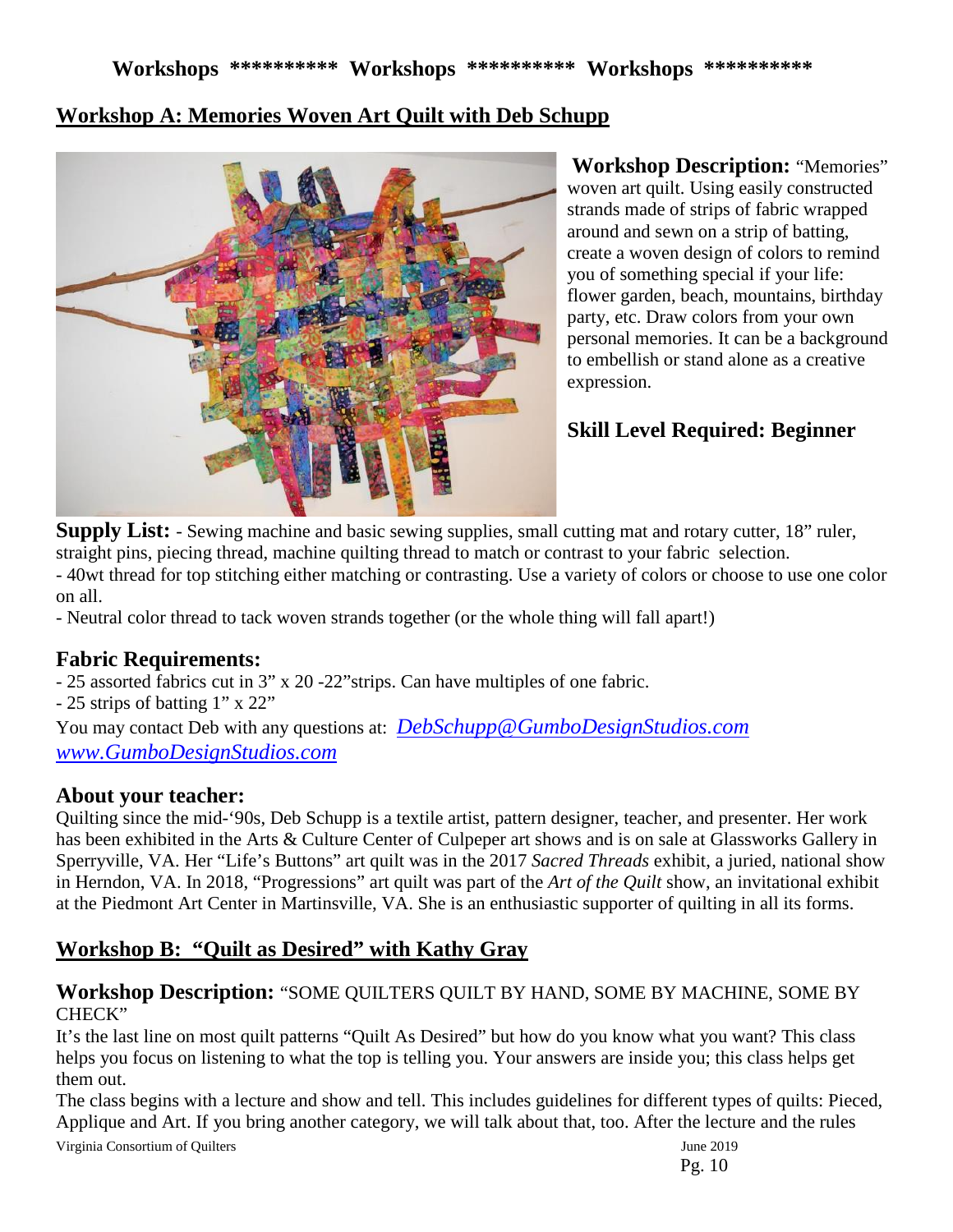**Workshops \*\*\*\*\*\*\*\*\*\* Workshops \*\*\*\*\*\*\*\*\*\* Workshops \*\*\*\*\*\*\*\*\*\***

## Workshop A: Memories Woven Art Quilt with Deb Schupp

**Workshop Description:** "Memories" woven art quilt. Using easily constructed strands made of strips of fabric wrapped around and sewn on a strip of batting, create a woven design of colors to remind you of something special if your life: flower garden, beach, mountains, birthday party, etc. Draw colors from your own personal memories. It can be a background to embellish or stand alone as a creative expression.

**Skill Level Required: Beginner**

**Supply List:** - Sewing machine and basic sewing supplies, small cutting mat and rotary cutter, 18" ruler, straight pins, piecing thread, machine quilting thread to match or contrast to your fabric selection.

- 40wt thread for top stitching either matching or contrasting. Use a variety of colors or choose to use one color on all.
- Neutral color thread to tack woven strands together (or the whole thing will fall apart!)

### Fabric Requirements:

- 25 assorted fabrics cut in 3" x 20 -22"strips. Can have multiples of one fabric.
- 25 strips of batting 1" x 22"

You may contact Deb with any questions at: *DebSchupp@GumboDesignStudios.com*
*www.GumboDesignStudios.com*

### About your teacher:

Quilting since the mid-'90s, Deb Schupp is a textile artist, pattern designer, teacher, and presenter. Her work has been exhibited in the Arts & Culture Center of Culpeper art shows and is on sale at Glassworks Gallery in Sperryville, VA. Her "Life's Buttons" art quilt was in the 2017 *Sacred Threads* exhibit, a juried, national show in Herndon, VA. In 2018, "Progressions" art quilt was part of the *Art of the Quilt* show, an invitational exhibit at the Piedmont Art Center in Martinsville, VA. She is an enthusiastic supporter of quilting in all its forms.

## Workshop B: "Quilt as Desired" with Kathy Gray

**Workshop Description:** "SOME QUILTERS QUILT BY HAND, SOME BY MACHINE, SOME BY CHECK"

It's the last line on most quilt patterns "Quilt As Desired" but how do you know what you want? This class helps you focus on listening to what the top is telling you. Your answers are inside you; this class helps get them out.

The class begins with a lecture and show and tell. This includes guidelines for different types of quilts: Pieced, Applique and Art. If you bring another category, we will talk about that, too. After the lecture and the rules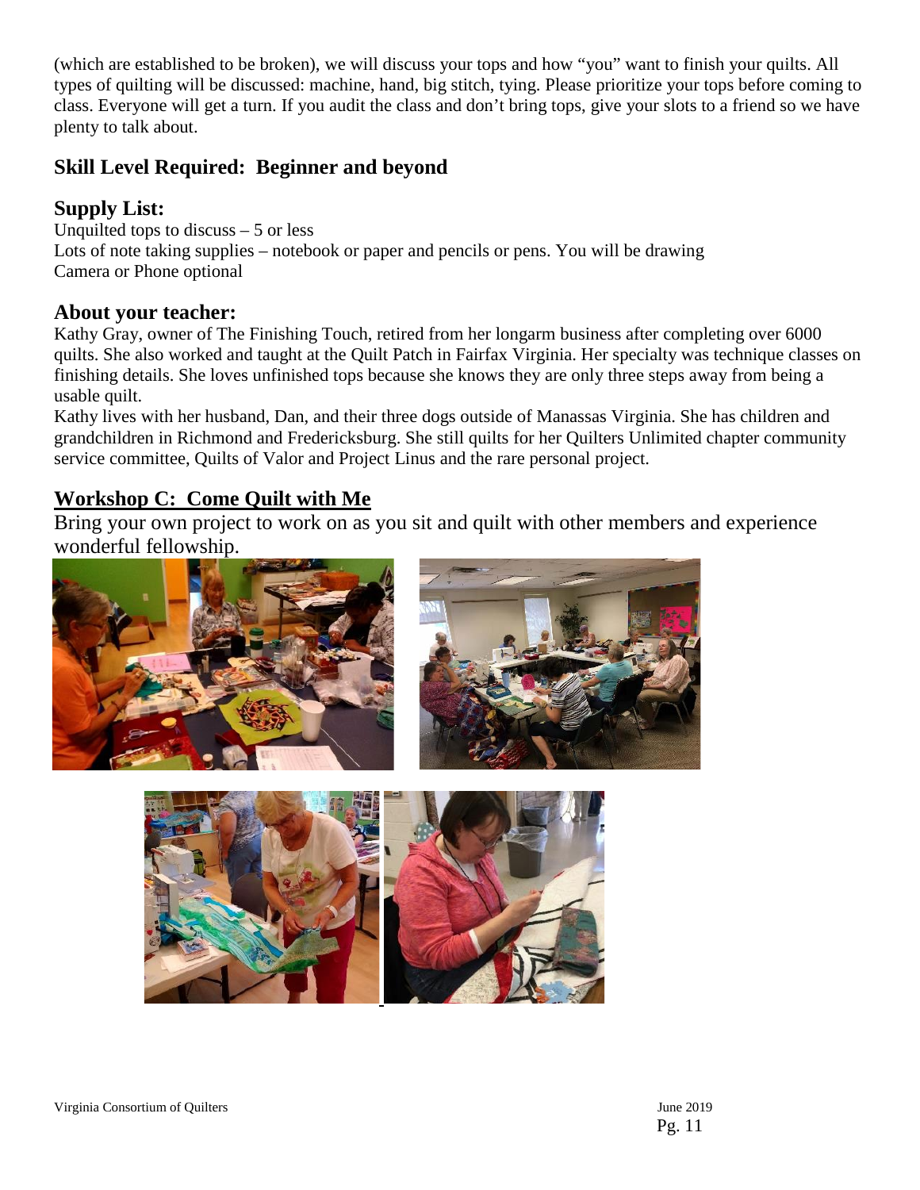(which are established to be broken), we will discuss your tops and how "you" want to finish your quilts. All types of quilting will be discussed: machine, hand, big stitch, tying. Please prioritize your tops before coming to class. Everyone will get a turn. If you audit the class and don't bring tops, give your slots to a friend so we have plenty to talk about.

## Skill Level Required: Beginner and beyond

## Supply List:

Unquilted tops to discuss – 5 or less
Lots of note taking supplies – notebook or paper and pencils or pens. You will be drawing
Camera or Phone optional

## About your teacher:

Kathy Gray, owner of The Finishing Touch, retired from her longarm business after completing over 6000 quilts. She also worked and taught at the Quilt Patch in Fairfax Virginia. Her specialty was technique classes on finishing details. She loves unfinished tops because she knows they are only three steps away from being a usable quilt.

Kathy lives with her husband, Dan, and their three dogs outside of Manassas Virginia. She has children and grandchildren in Richmond and Fredericksburg. She still quilts for her Quilters Unlimited chapter community service committee, Quilts of Valor and Project Linus and the rare personal project.

## Workshop C: Come Quilt with Me

Bring your own project to work on as you sit and quilt with other members and experience wonderful fellowship.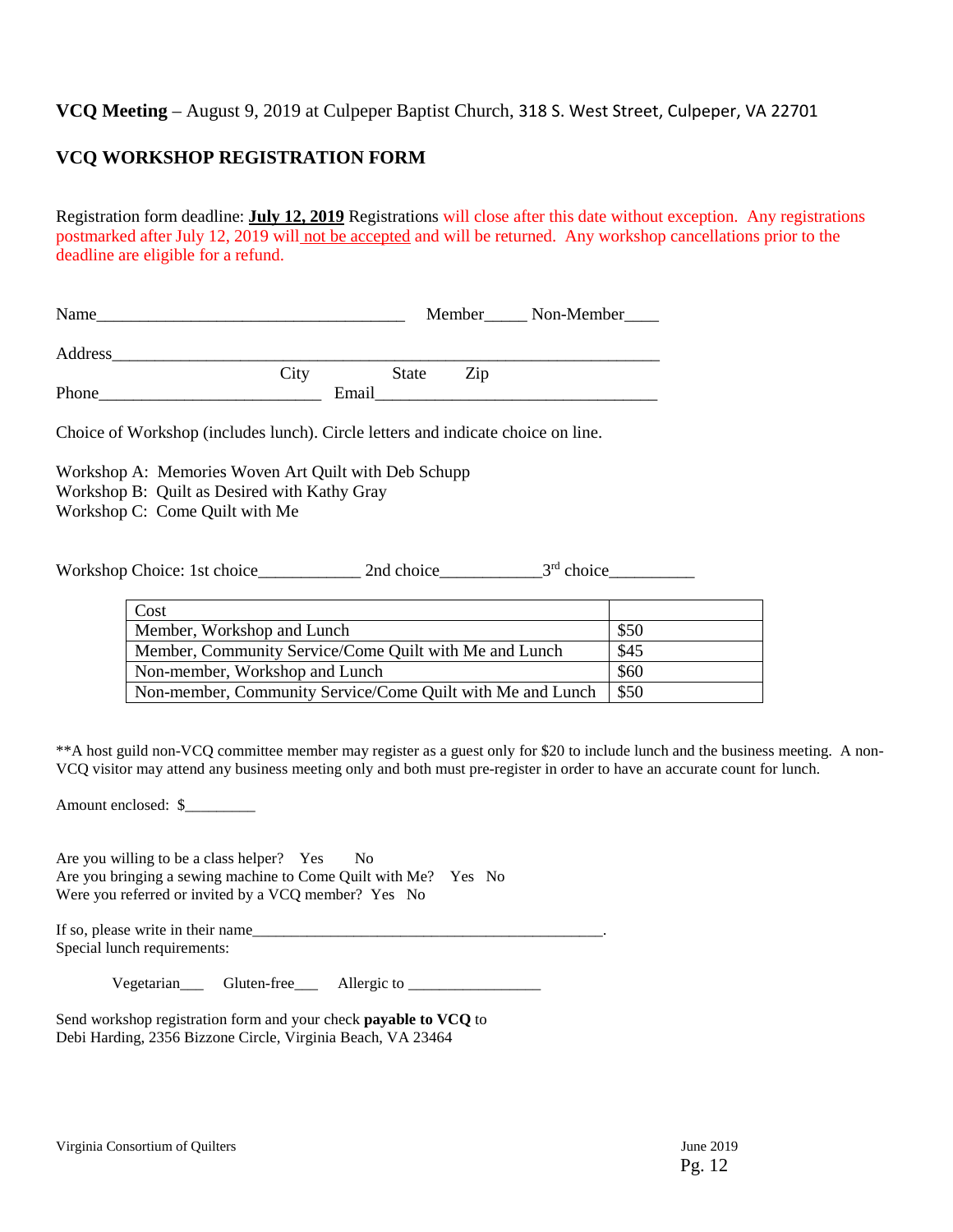**VCQ Meeting** – August 9, 2019 at Culpeper Baptist Church, 318 S. West Street, Culpeper, VA 22701

## VCQ WORKSHOP REGISTRATION FORM

Registration form deadline: **July 12, 2019** Registrations will close after this date without exception. Any registrations postmarked after July 12, 2019 will not be accepted and will be returned. Any workshop cancellations prior to the deadline are eligible for a refund.

Name_____________________________________ Member_____ Non-Member____

Address_________________________________________________________________

City State Zip

Phone__________________________ Email_________________________________

Choice of Workshop (includes lunch). Circle letters and indicate choice on line.

Workshop A: Memories Woven Art Quilt with Deb Schupp
Workshop B: Quilt as Desired with Kathy Gray
Workshop C: Come Quilt with Me

Workshop Choice: 1st choice____________ 2nd choice____________ 3rd choice__________

| Cost | |
|---|---|
| Member, Workshop and Lunch | $50 |
| Member, Community Service/Come Quilt with Me and Lunch | $45 |
| Non-member, Workshop and Lunch | $60 |
| Non-member, Community Service/Come Quilt with Me and Lunch | $50 |

**A host guild non-VCQ committee member may register as a guest only for $20 to include lunch and the business meeting. A non-VCQ visitor may attend any business meeting only and both must pre-register in order to have an accurate count for lunch.

Amount enclosed: $_________

Are you willing to be a class helper? Yes No
Are you bringing a sewing machine to Come Quilt with Me? Yes No
Were you referred or invited by a VCQ member? Yes No

If so, please write in their name______________________________________________.
Special lunch requirements:

Vegetarian___ Gluten-free___ Allergic to _________________

Send workshop registration form and your check **payable to VCQ** to
Debi Harding, 2356 Bizzone Circle, Virginia Beach, VA 23464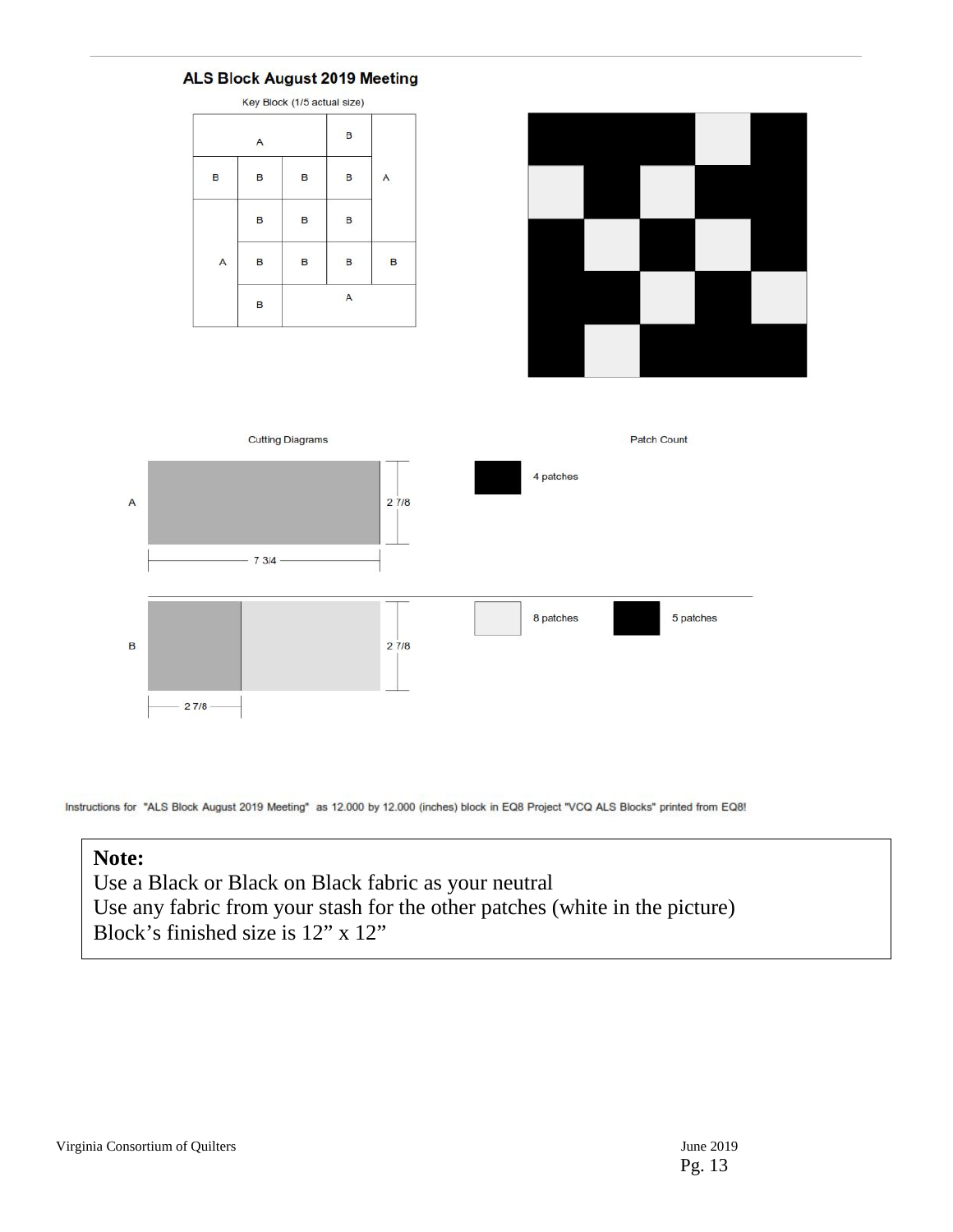## ALS Block August 2019 Meeting

Key Block (1/5 actual size)

Cutting Diagrams

A — 7 3/4 × 2 7/8

B — 2 7/8 × 2 7/8

Patch Count

A: 4 patches (black)

B: 8 patches (light), 5 patches (black)

Instructions for "ALS Block August 2019 Meeting" as 12.000 by 12.000 (inches) block in EQ8 Project "VCQ ALS Blocks" printed from EQ8!

**Note:**
Use a Black or Black on Black fabric as your neutral
Use any fabric from your stash for the other patches (white in the picture)
Block's finished size is 12" x 12"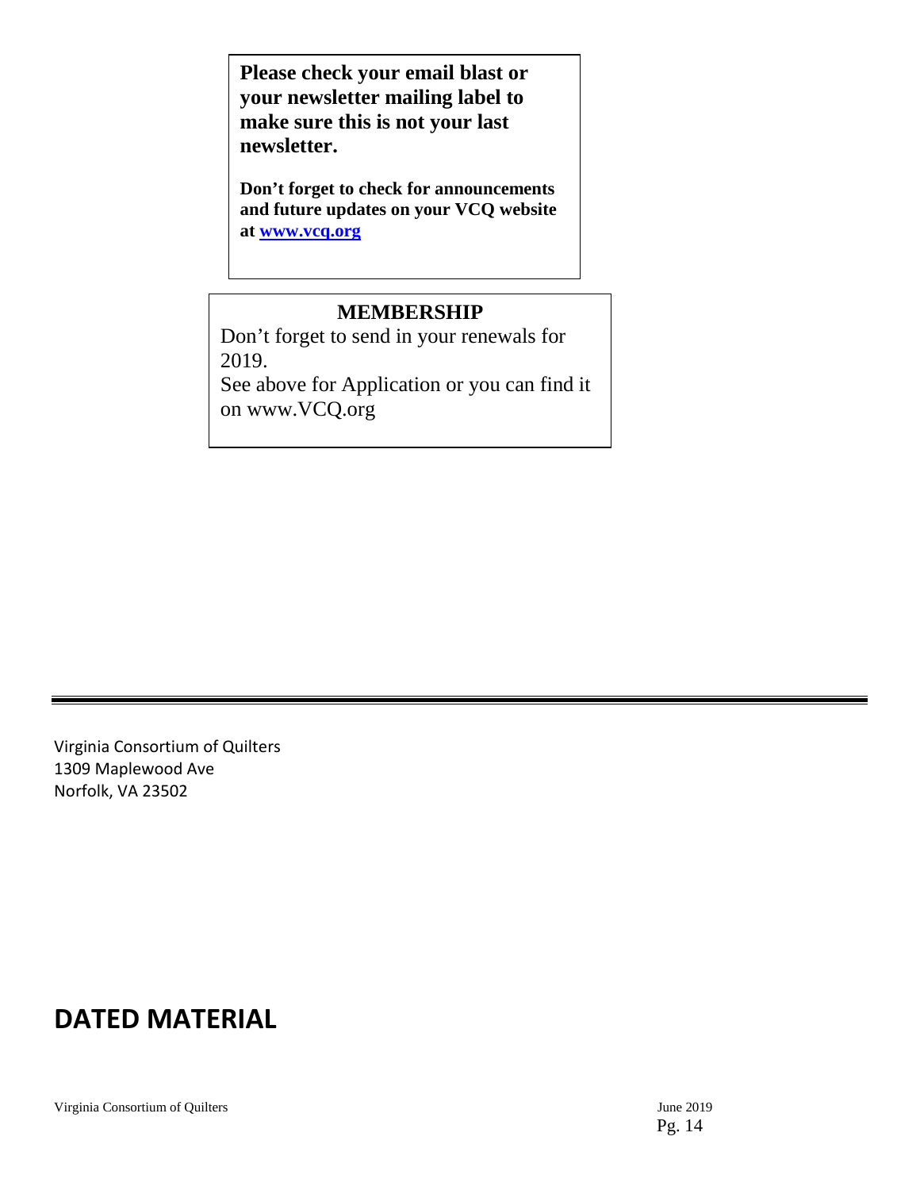**Please check your email blast or your newsletter mailing label to make sure this is not your last newsletter.**

**Don't forget to check for announcements and future updates on your VCQ website at [www.vcq.org](http://www.vcq.org)**

## MEMBERSHIP

Don't forget to send in your renewals for 2019.

See above for Application or you can find it on www.VCQ.org

---

Virginia Consortium of Quilters
1309 Maplewood Ave
Norfolk, VA 23502

# DATED MATERIAL